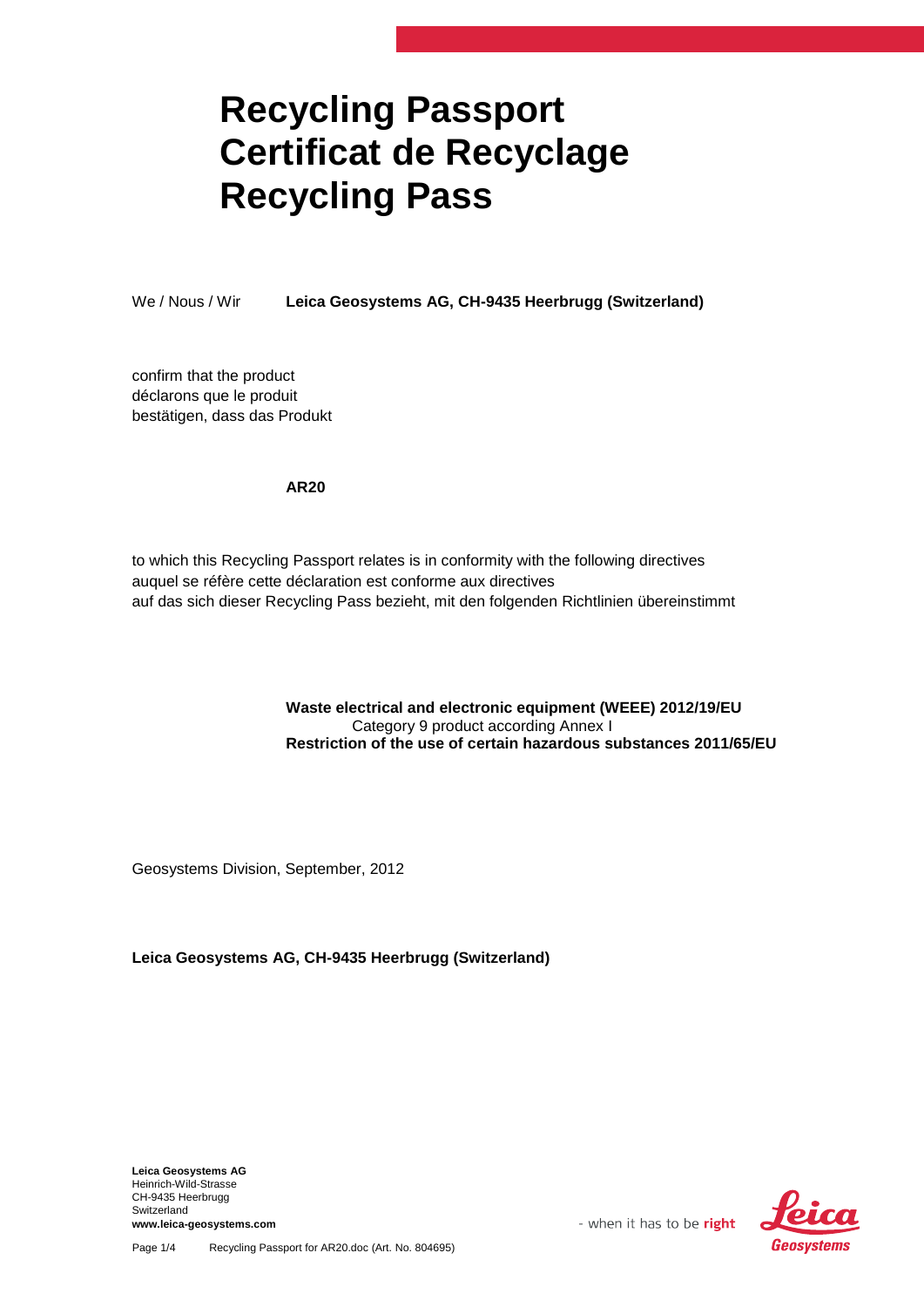# Recycling Passport
# Certificat de Recyclage
# Recycling Pass

We / Nous / Wir **Leica Geosystems AG, CH-9435 Heerbrugg (Switzerland)**

confirm that the product
déclarons que le produit
bestätigen, dass das Produkt

**AR20**

to which this Recycling Passport relates is in conformity with the following directives
auquel se réfère cette déclaration est conforme aux directives
auf das sich dieser Recycling Pass bezieht, mit den folgenden Richtlinien übereinstimmt

**Waste electrical and electronic equipment (WEEE) 2012/19/EU**
Category 9 product according Annex I
**Restriction of the use of certain hazardous substances 2011/65/EU**

Geosystems Division, September, 2012

**Leica Geosystems AG, CH-9435 Heerbrugg (Switzerland)**

**Leica Geosystems AG**
Heinrich-Wild-Strasse
CH-9435 Heerbrugg
Switzerland
**www.leica-geosystems.com**

Recycling Passport for AR20.doc (Art. No. 804695)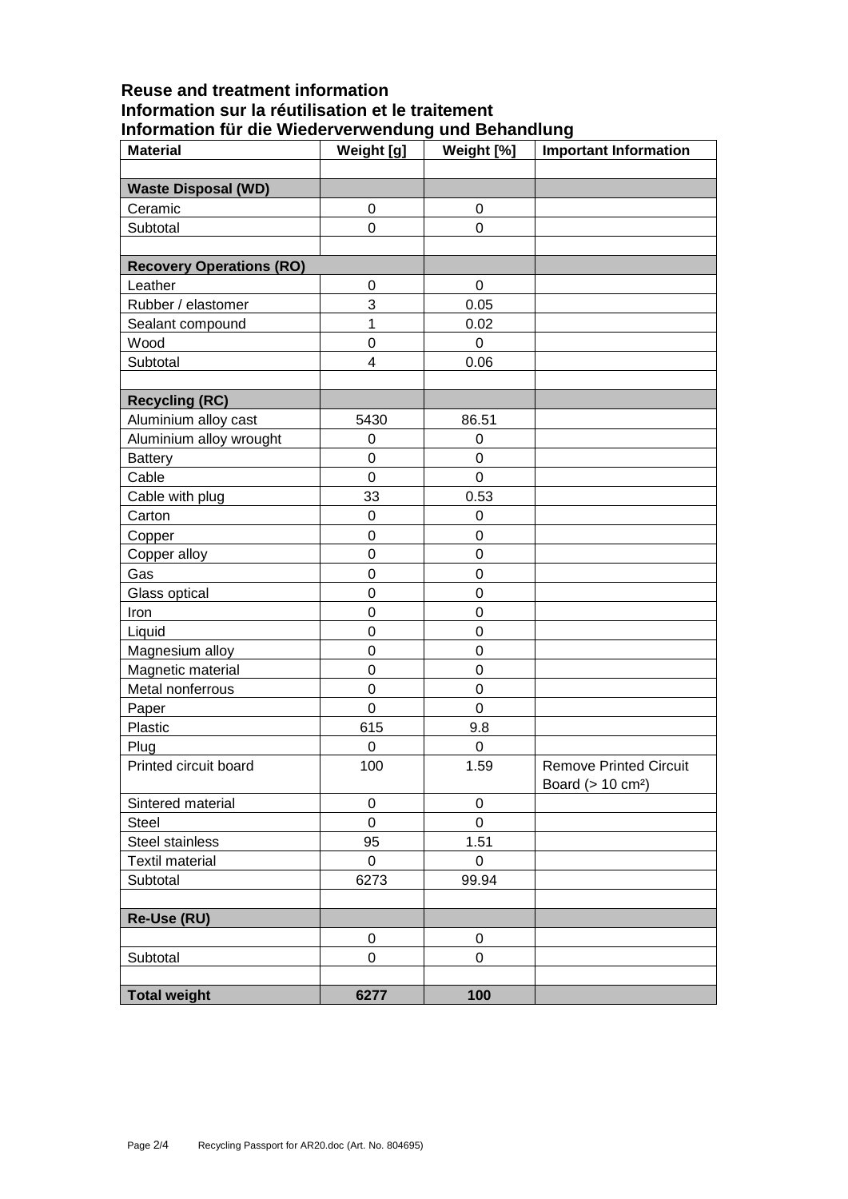## Reuse and treatment information
## Information sur la réutilisation et le traitement
## Information für die Wiederverwendung und Behandlung

| Material | Weight [g] | Weight [%] | Important Information |
|---|---|---|---|
| | | | |
| **Waste Disposal (WD)** | | | |
| Ceramic | 0 | 0 | |
| Subtotal | 0 | 0 | |
| | | | |
| **Recovery Operations (RO)** | | | |
| Leather | 0 | 0 | |
| Rubber / elastomer | 3 | 0.05 | |
| Sealant compound | 1 | 0.02 | |
| Wood | 0 | 0 | |
| Subtotal | 4 | 0.06 | |
| | | | |
| **Recycling (RC)** | | | |
| Aluminium alloy cast | 5430 | 86.51 | |
| Aluminium alloy wrought | 0 | 0 | |
| Battery | 0 | 0 | |
| Cable | 0 | 0 | |
| Cable with plug | 33 | 0.53 | |
| Carton | 0 | 0 | |
| Copper | 0 | 0 | |
| Copper alloy | 0 | 0 | |
| Gas | 0 | 0 | |
| Glass optical | 0 | 0 | |
| Iron | 0 | 0 | |
| Liquid | 0 | 0 | |
| Magnesium alloy | 0 | 0 | |
| Magnetic material | 0 | 0 | |
| Metal nonferrous | 0 | 0 | |
| Paper | 0 | 0 | |
| Plastic | 615 | 9.8 | |
| Plug | 0 | 0 | |
| Printed circuit board | 100 | 1.59 | Remove Printed Circuit Board (> 10 cm²) |
| Sintered material | 0 | 0 | |
| Steel | 0 | 0 | |
| Steel stainless | 95 | 1.51 | |
| Textil material | 0 | 0 | |
| Subtotal | 6273 | 99.94 | |
| | | | |
| **Re-Use (RU)** | | | |
| | 0 | 0 | |
| Subtotal | 0 | 0 | |
| | | | |
| **Total weight** | **6277** | **100** | |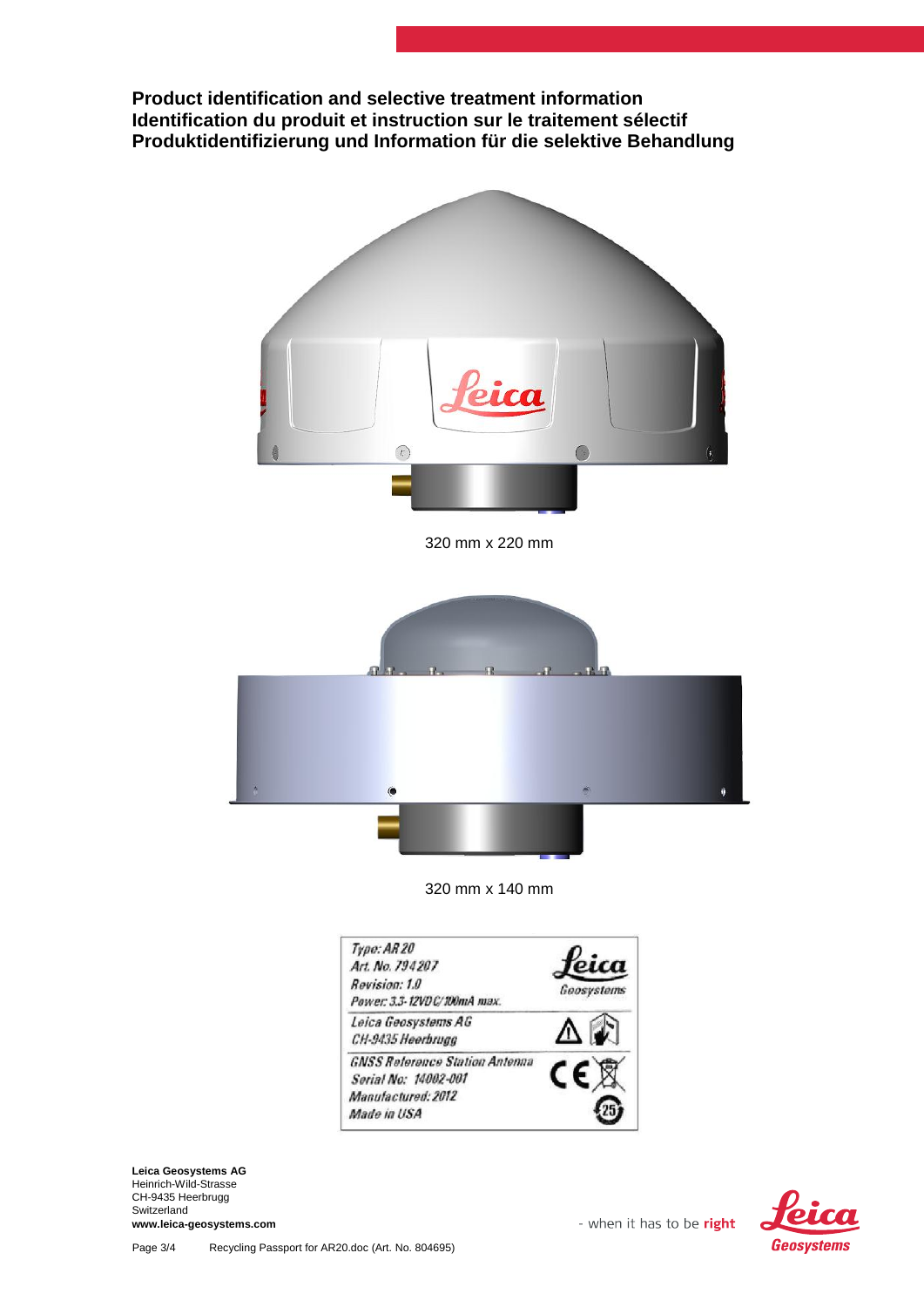**Product identification and selective treatment information**
**Identification du produit et instruction sur le traitement sélectif**
**Produktidentifizierung und Information für die selektive Behandlung**

320 mm x 220 mm

320 mm x 140 mm

Type: AR 20
Art. No. 794207
Revision: 1.0
Power: 3.3-12VDC/100mA max.

Leica Geosystems AG
CH-9435 Heerbrugg

GNSS Reference Station Antenna
Serial No: 14002-001
Manufactured: 2012
Made in USA

**Leica Geosystems AG**
Heinrich-Wild-Strasse
CH-9435 Heerbrugg
Switzerland
**www.leica-geosystems.com**

- when it has to be **right**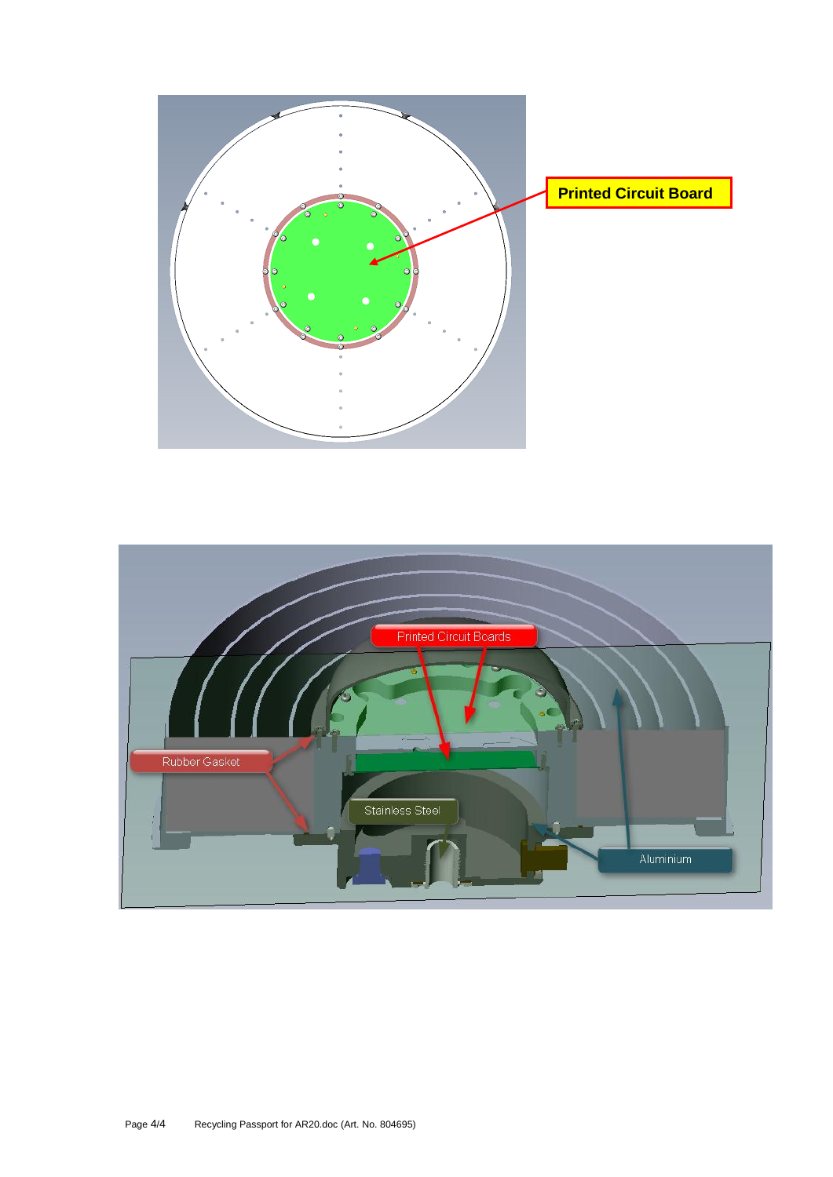Printed Circuit Board

Printed Circuit Boards

Rubber Gasket

Stainless Steel

Aluminium